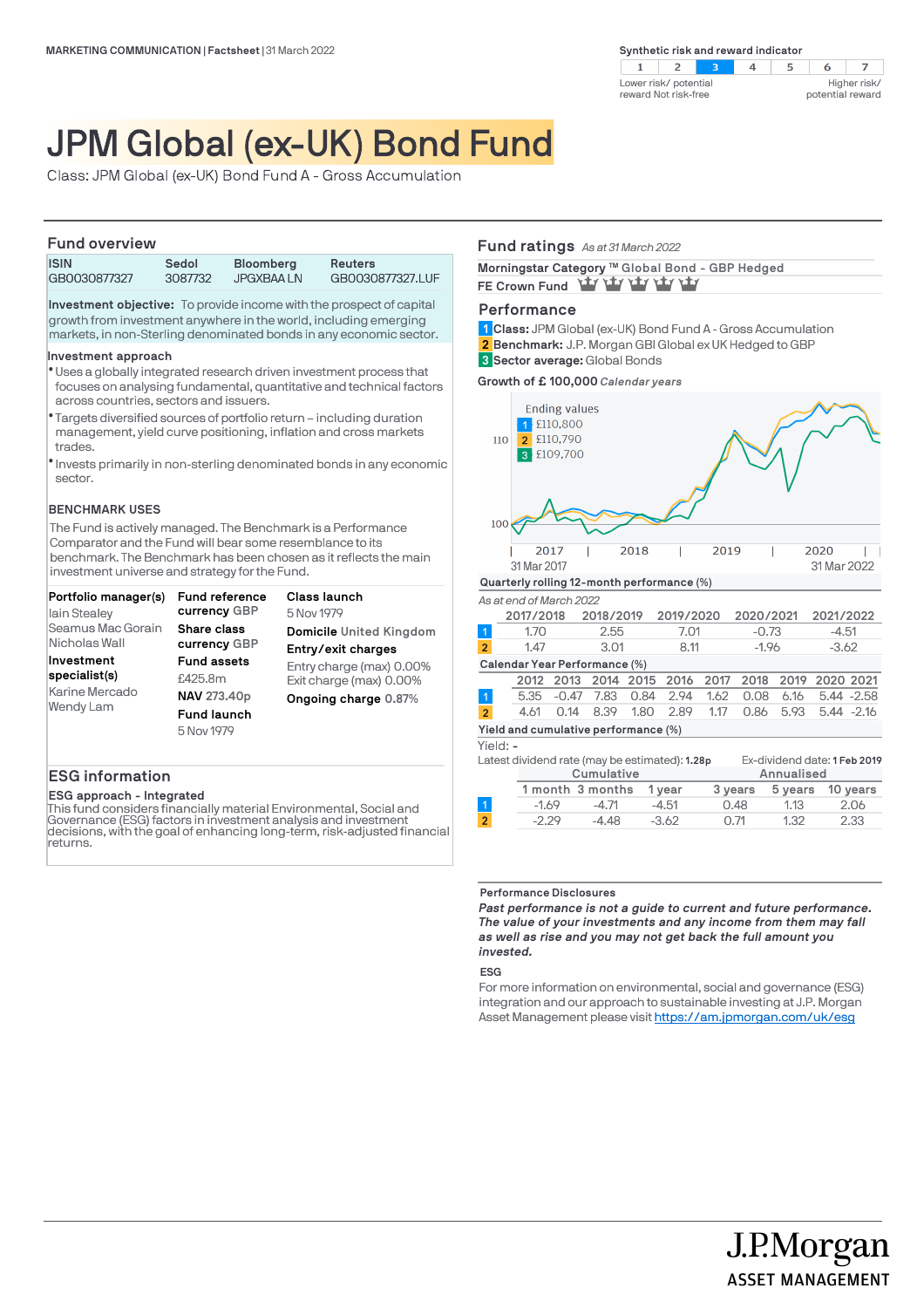MARKETING COMMUNICATION | Factsheet | 31 March 2022

**Synthetic risk and reward indicator**

| 1 | 2 | **3** | 4 | 5 | 6 | 7 |
|---|---|---|---|---|---|---|

Lower risk/ potential reward Not risk-free — Higher risk/ potential reward

# JPM Global (ex-UK) Bond Fund

Class: JPM Global (ex-UK) Bond Fund A - Gross Accumulation

## Fund overview

| ISIN | Sedol | Bloomberg | Reuters |
|---|---|---|---|
| GB0030877327 | 3087732 | JPGXBAA LN | GB0030877327.LUF |

**Investment objective:** To provide income with the prospect of capital growth from investment anywhere in the world, including emerging markets, in non-Sterling denominated bonds in any economic sector.

**Investment approach**

- Uses a globally integrated research driven investment process that focuses on analysing fundamental, quantitative and technical factors across countries, sectors and issuers.
- Targets diversified sources of portfolio return – including duration management, yield curve positioning, inflation and cross markets trades.
- Invests primarily in non-sterling denominated bonds in any economic sector.

**BENCHMARK USES**

The Fund is actively managed. The Benchmark is a Performance Comparator and the Fund will bear some resemblance to its benchmark. The Benchmark has been chosen as it reflects the main investment universe and strategy for the Fund.

**Portfolio manager(s)**
Iain Stealey
Seamus Mac Gorain
Nicholas Wall

**Investment specialist(s)**
Karine Mercado
Wendy Lam

**Fund reference currency** GBP
**Share class currency** GBP
**Fund assets**
£425.8m
**NAV** 273.40p
**Fund launch**
5 Nov 1979

**Class launch**
5 Nov 1979
**Domicile** United Kingdom
**Entry/exit charges**
Entry charge (max) 0.00%
Exit charge (max) 0.00%
**Ongoing charge** 0.87%

## ESG information

**ESG approach - Integrated**
This fund considers financially material Environmental, Social and Governance (ESG) factors in investment analysis and investment decisions, with the goal of enhancing long-term, risk-adjusted financial returns.

## Fund ratings *As at 31 March 2022*

**Morningstar Category ™** Global Bond - GBP Hedged

**FE Crown Fund** 5 crowns

## Performance

**1** **Class:** JPM Global (ex-UK) Bond Fund A - Gross Accumulation
**2** **Benchmark:** J.P. Morgan GBI Global ex UK Hedged to GBP
**3** **Sector average:** Global Bonds

**Growth of £ 100,000** *Calendar years*

Ending values
1 £110,800
2 £110,790
3 £109,700

31 Mar 2017 – 31 Mar 2022

**Quarterly rolling 12-month performance (%)**

*As at end of March 2022*

| | 2017/2018 | 2018/2019 | 2019/2020 | 2020/2021 | 2021/2022 |
|---|---|---|---|---|---|
| 1 | 1.70 | 2.55 | 7.01 | -0.73 | -4.51 |
| 2 | 1.47 | 3.01 | 8.11 | -1.96 | -3.62 |

**Calendar Year Performance (%)**

| | 2012 | 2013 | 2014 | 2015 | 2016 | 2017 | 2018 | 2019 | 2020 | 2021 |
|---|---|---|---|---|---|---|---|---|---|---|
| 1 | 5.35 | -0.47 | 7.83 | 0.84 | 2.94 | 1.62 | 0.08 | 6.16 | 5.44 | -2.58 |
| 2 | 4.61 | 0.14 | 8.39 | 1.80 | 2.89 | 1.17 | 0.86 | 5.93 | 5.44 | -2.16 |

**Yield and cumulative performance (%)**

Yield: -
Latest dividend rate (may be estimated): 1.28p
Ex-dividend date: 1 Feb 2019

| | Cumulative | | | Annualised | | |
|---|---|---|---|---|---|---|
| | 1 month | 3 months | 1 year | 3 years | 5 years | 10 years |
| 1 | -1.69 | -4.71 | -4.51 | 0.48 | 1.13 | 2.06 |
| 2 | -2.29 | -4.48 | -3.62 | 0.71 | 1.32 | 2.33 |

**Performance Disclosures**

***Past performance is not a guide to current and future performance. The value of your investments and any income from them may fall as well as rise and you may not get back the full amount you invested.***

**ESG**

For more information on environmental, social and governance (ESG) integration and our approach to sustainable investing at J.P. Morgan Asset Management please visit https://am.jpmorgan.com/uk/esg

J.P.Morgan ASSET MANAGEMENT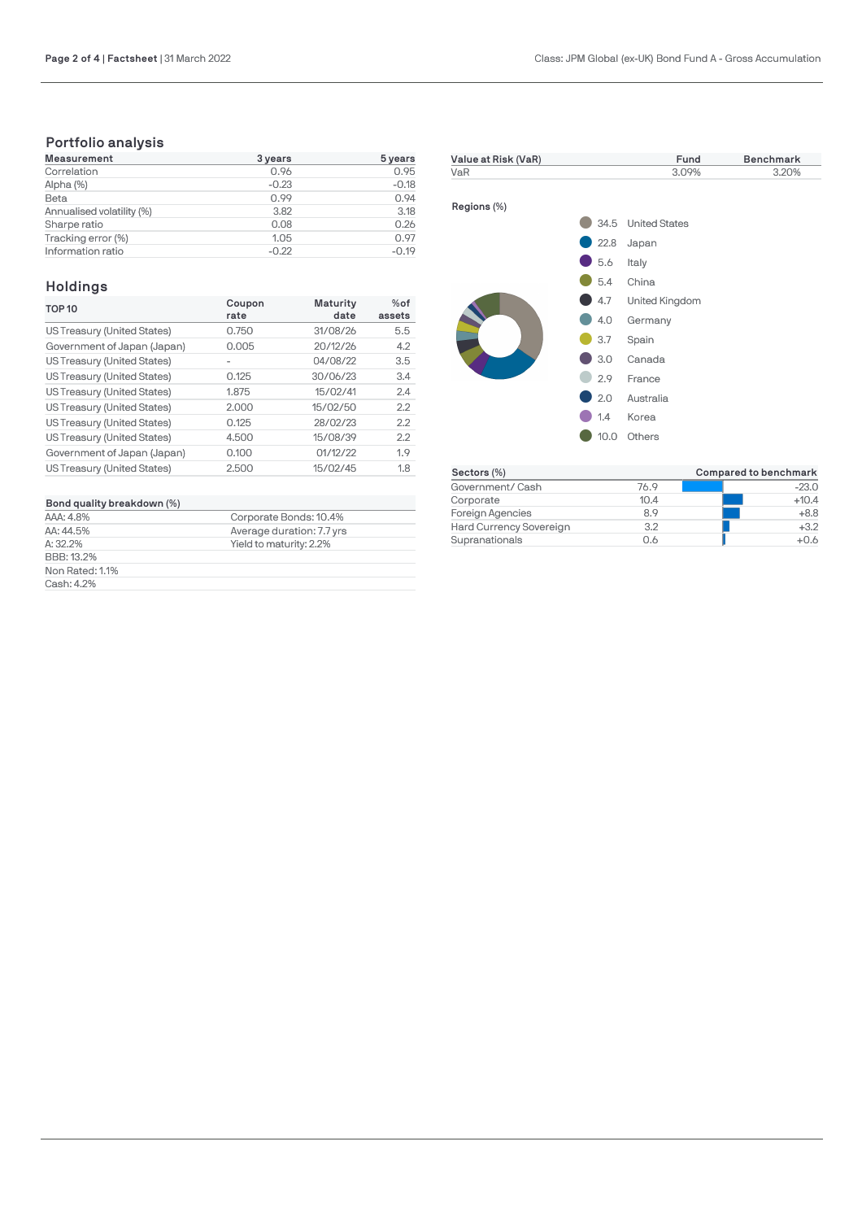## Portfolio analysis

| Measurement | 3 years | 5 years |
|---|---|---|
| Correlation | 0.96 | 0.95 |
| Alpha (%) | -0.23 | -0.18 |
| Beta | 0.99 | 0.94 |
| Annualised volatility (%) | 3.82 | 3.18 |
| Sharpe ratio | 0.08 | 0.26 |
| Tracking error (%) | 1.05 | 0.97 |
| Information ratio | -0.22 | -0.19 |

## Holdings

| TOP 10 | Coupon rate | Maturity date | % of assets |
|---|---|---|---|
| US Treasury (United States) | 0.750 | 31/08/26 | 5.5 |
| Government of Japan (Japan) | 0.005 | 20/12/26 | 4.2 |
| US Treasury (United States) | - | 04/08/22 | 3.5 |
| US Treasury (United States) | 0.125 | 30/06/23 | 3.4 |
| US Treasury (United States) | 1.875 | 15/02/41 | 2.4 |
| US Treasury (United States) | 2.000 | 15/02/50 | 2.2 |
| US Treasury (United States) | 0.125 | 28/02/23 | 2.2 |
| US Treasury (United States) | 4.500 | 15/08/39 | 2.2 |
| Government of Japan (Japan) | 0.100 | 01/12/22 | 1.9 |
| US Treasury (United States) | 2.500 | 15/02/45 | 1.8 |

| Bond quality breakdown (%) | |
|---|---|
| AAA: 4.8% | Corporate Bonds: 10.4% |
| AA: 44.5% | Average duration: 7.7 yrs |
| A: 32.2% | Yield to maturity: 2.2% |
| BBB: 13.2% | |
| Non Rated: 1.1% | |
| Cash: 4.2% | |

| Value at Risk (VaR) | Fund | Benchmark |
|---|---|---|
| VaR | 3.09% | 3.20% |

**Regions (%)**

| % | Region |
|---|---|
| 34.5 | United States |
| 22.8 | Japan |
| 5.6 | Italy |
| 5.4 | China |
| 4.7 | United Kingdom |
| 4.0 | Germany |
| 3.7 | Spain |
| 3.0 | Canada |
| 2.9 | France |
| 2.0 | Australia |
| 1.4 | Korea |
| 10.0 | Others |

| Sectors (%) | | Compared to benchmark |
|---|---|---|
| Government/ Cash | 76.9 | -23.0 |
| Corporate | 10.4 | +10.4 |
| Foreign Agencies | 8.9 | +8.8 |
| Hard Currency Sovereign | 3.2 | +3.2 |
| Supranationals | 0.6 | +0.6 |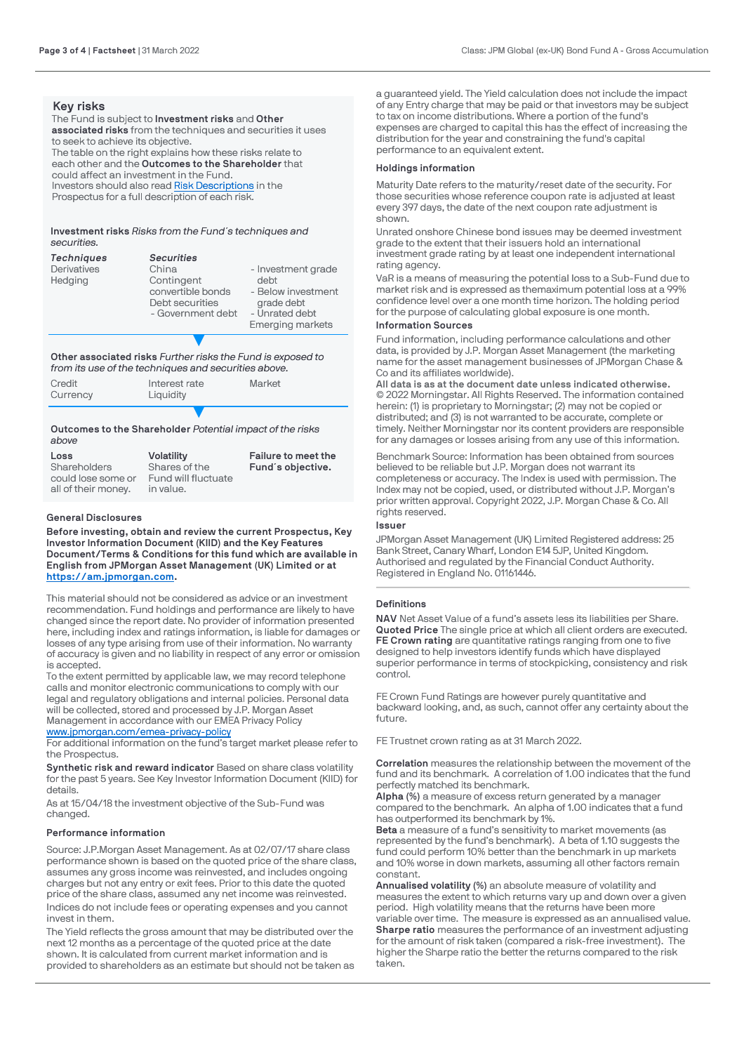## Key risks

The Fund is subject to **Investment risks** and **Other associated risks** from the techniques and securities it uses to seek to achieve its objective.

The table on the right explains how these risks relate to each other and the **Outcomes to the Shareholder** that could affect an investment in the Fund.

Investors should also read Risk Descriptions in the Prospectus for a full description of each risk.

**Investment risks** *Risks from the Fund´s techniques and securities.*

| *Techniques* | *Securities* | |
|---|---|---|
| Derivatives | China | - Investment grade debt |
| Hedging | Contingent convertible bonds | - Below investment grade debt |
| | Debt securities | - Unrated debt |
| | - Government debt | Emerging markets |

**Other associated risks** *Further risks the Fund is exposed to from its use of the techniques and securities above.*

| | | |
|---|---|---|
| Credit | Interest rate | Market |
| Currency | Liquidity | |

**Outcomes to the Shareholder** *Potential impact of the risks above*

| **Loss** | **Volatility** | **Failure to meet the Fund´s objective.** |
|---|---|---|
| Shareholders could lose some or all of their money. | Shares of the Fund will fluctuate in value. | |

### General Disclosures

**Before investing, obtain and review the current Prospectus, Key Investor Information Document (KIID) and the Key Features Document/Terms & Conditions for this fund which are available in English from JPMorgan Asset Management (UK) Limited or at https://am.jpmorgan.com.**

This material should not be considered as advice or an investment recommendation. Fund holdings and performance are likely to have changed since the report date. No provider of information presented here, including index and ratings information, is liable for damages or losses of any type arising from use of their information. No warranty of accuracy is given and no liability in respect of any error or omission is accepted.

To the extent permitted by applicable law, we may record telephone calls and monitor electronic communications to comply with our legal and regulatory obligations and internal policies. Personal data will be collected, stored and processed by J.P. Morgan Asset Management in accordance with our EMEA Privacy Policy www.jpmorgan.com/emea-privacy-policy

For additional information on the fund's target market please refer to the Prospectus.

**Synthetic risk and reward indicator** Based on share class volatility for the past 5 years. See Key Investor Information Document (KIID) for details.

As at 15/04/18 the investment objective of the Sub-Fund was changed.

### Performance information

Source: J.P.Morgan Asset Management. As at 02/07/17 share class performance shown is based on the quoted price of the share class, assumes any gross income was reinvested, and includes ongoing charges but not any entry or exit fees. Prior to this date the quoted price of the share class, assumed any net income was reinvested.

Indices do not include fees or operating expenses and you cannot invest in them.

The Yield reflects the gross amount that may be distributed over the next 12 months as a percentage of the quoted price at the date shown. It is calculated from current market information and is provided to shareholders as an estimate but should not be taken as a guaranteed yield. The Yield calculation does not include the impact of any Entry charge that may be paid or that investors may be subject to tax on income distributions. Where a portion of the fund's expenses are charged to capital this has the effect of increasing the distribution for the year and constraining the fund's capital performance to an equivalent extent.

### Holdings information

Maturity Date refers to the maturity/reset date of the security. For those securities whose reference coupon rate is adjusted at least every 397 days, the date of the next coupon rate adjustment is shown.

Unrated onshore Chinese bond issues may be deemed investment grade to the extent that their issuers hold an international investment grade rating by at least one independent international rating agency.

VaR is a means of measuring the potential loss to a Sub-Fund due to market risk and is expressed as themaximum potential loss at a 99% confidence level over a one month time horizon. The holding period for the purpose of calculating global exposure is one month.

### Information Sources

Fund information, including performance calculations and other data, is provided by J.P. Morgan Asset Management (the marketing name for the asset management businesses of JPMorgan Chase & Co and its affiliates worldwide).

**All data is as at the document date unless indicated otherwise.**

© 2022 Morningstar. All Rights Reserved. The information contained herein: (1) is proprietary to Morningstar; (2) may not be copied or distributed; and (3) is not warranted to be accurate, complete or timely. Neither Morningstar nor its content providers are responsible for any damages or losses arising from any use of this information.

Benchmark Source: Information has been obtained from sources believed to be reliable but J.P. Morgan does not warrant its completeness or accuracy. The Index is used with permission. The Index may not be copied, used, or distributed without J.P. Morgan's prior written approval. Copyright 2022, J.P. Morgan Chase & Co. All rights reserved.

### Issuer

JPMorgan Asset Management (UK) Limited Registered address: 25 Bank Street, Canary Wharf, London E14 5JP, United Kingdom. Authorised and regulated by the Financial Conduct Authority. Registered in England No. 01161446.

### Definitions

**NAV** Net Asset Value of a fund's assets less its liabilities per Share.

**Quoted Price** The single price at which all client orders are executed.

**FE Crown rating** are quantitative ratings ranging from one to five designed to help investors identify funds which have displayed superior performance in terms of stockpicking, consistency and risk control.

FE Crown Fund Ratings are however purely quantitative and backward looking, and, as such, cannot offer any certainty about the future.

FE Trustnet crown rating as at 31 March 2022.

**Correlation** measures the relationship between the movement of the fund and its benchmark. A correlation of 1.00 indicates that the fund perfectly matched its benchmark.

**Alpha (%)** a measure of excess return generated by a manager compared to the benchmark. An alpha of 1.00 indicates that a fund has outperformed its benchmark by 1%.

**Beta** a measure of a fund's sensitivity to market movements (as represented by the fund's benchmark). A beta of 1.10 suggests the fund could perform 10% better than the benchmark in up markets and 10% worse in down markets, assuming all other factors remain constant.

**Annualised volatility (%)** an absolute measure of volatility and measures the extent to which returns vary up and down over a given period. High volatility means that the returns have been more variable over time. The measure is expressed as an annualised value.

**Sharpe ratio** measures the performance of an investment adjusting for the amount of risk taken (compared a risk-free investment). The higher the Sharpe ratio the better the returns compared to the risk taken.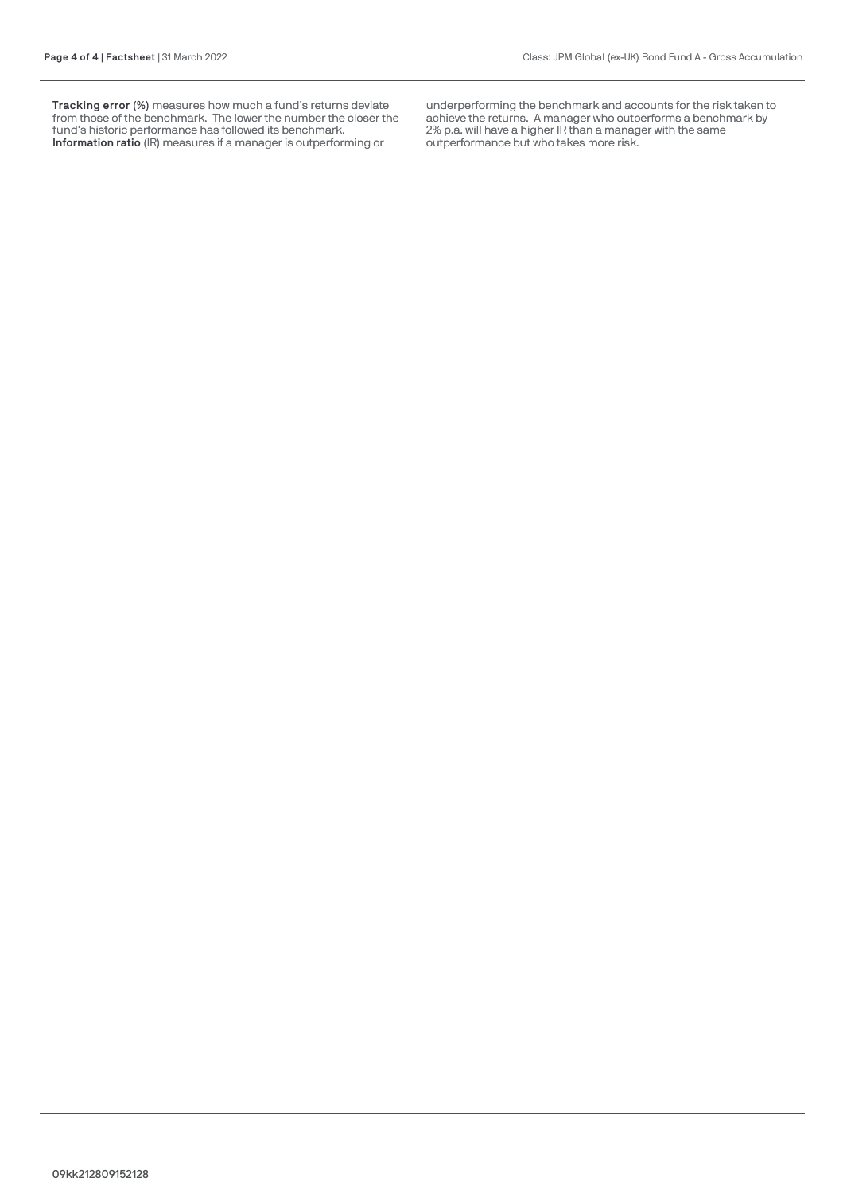**Tracking error (%)** measures how much a fund's returns deviate from those of the benchmark. The lower the number the closer the fund's historic performance has followed its benchmark.
**Information ratio** (IR) measures if a manager is outperforming or underperforming the benchmark and accounts for the risk taken to achieve the returns. A manager who outperforms a benchmark by 2% p.a. will have a higher IR than a manager with the same outperformance but who takes more risk.

09kk212809152128